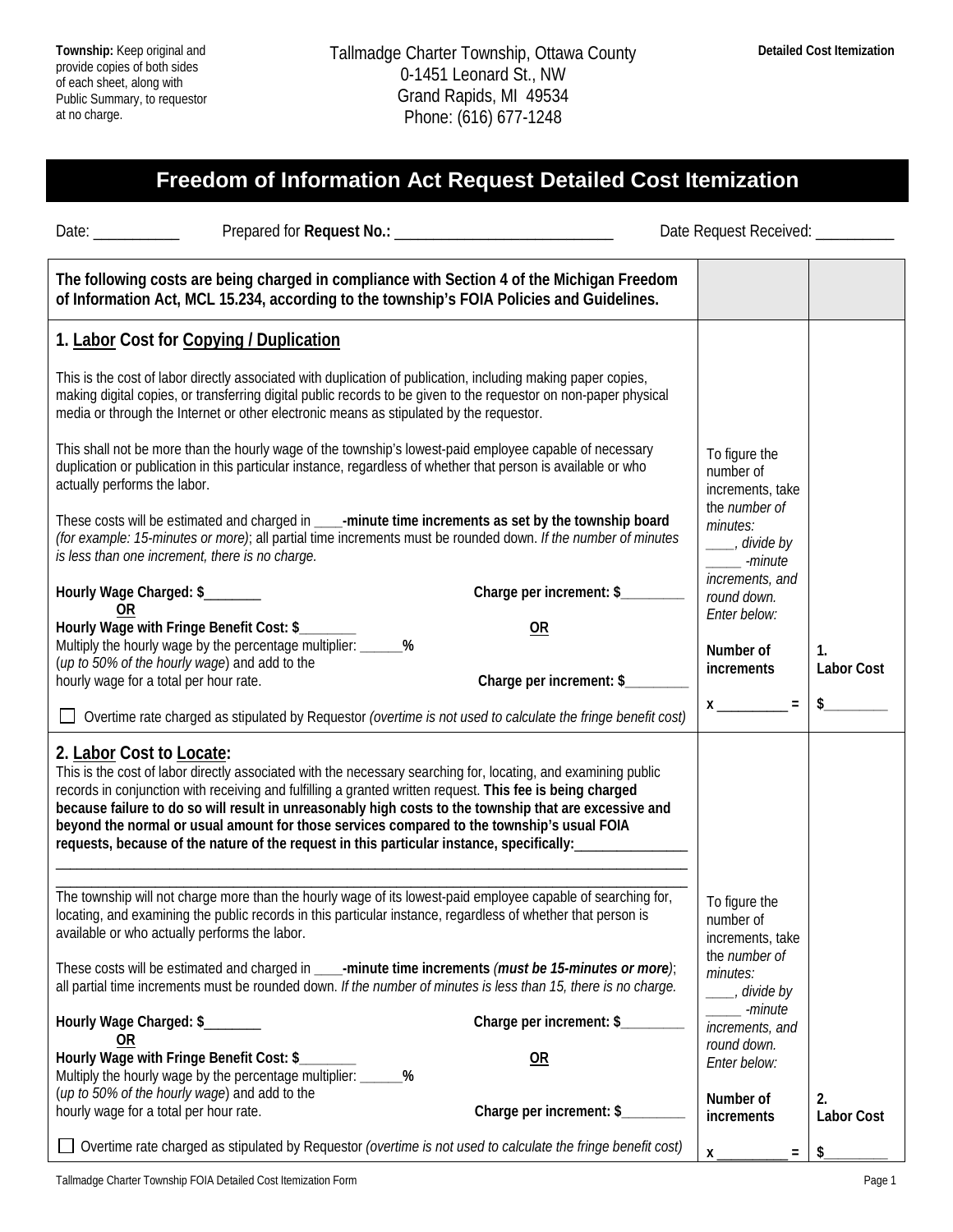**Township:** Keep original and provide copies of both sides of each sheet, along with Public Summary, to requestor at no charge.

Tallmadge Charter Township, Ottawa County
0-1451 Leonard St., NW
Grand Rapids, MI 49534
Phone: (616) 677-1248

**Detailed Cost Itemization**

# Freedom of Information Act Request Detailed Cost Itemization

Date: ___________ Prepared for **Request No.:** ____________________________ Date Request Received: __________

| **The following costs are being charged in compliance with Section 4 of the Michigan Freedom of Information Act, MCL 15.234, according to the township's FOIA Policies and Guidelines.** | | |
|---|---|---|
| **1. Labor Cost for Copying / Duplication**<br><br>This is the cost of labor directly associated with duplication of publication, including making paper copies, making digital copies, or transferring digital public records to be given to the requestor on non-paper physical media or through the Internet or other electronic means as stipulated by the requestor.<br><br>This shall not be more than the hourly wage of the township's lowest-paid employee capable of necessary duplication or publication in this particular instance, regardless of whether that person is available or who actually performs the labor.<br><br>These costs will be estimated and charged in ____**-minute time increments as set by the township board** *(for example: 15-minutes or more)*; all partial time increments must be rounded down. *If the number of minutes is less than one increment, there is no charge.*<br><br>**Hourly Wage Charged: $________** **Charge per increment: $_________**<br>**OR** **OR**<br>**Hourly Wage with Fringe Benefit Cost: $________**<br>Multiply the hourly wage by the percentage multiplier: ______**%**<br>(*up to 50% of the hourly wage*) and add to the hourly wage for a total per hour rate. **Charge per increment: $_________**<br><br>☐ Overtime rate charged as stipulated by Requestor *(overtime is not used to calculate the fringe benefit cost)* | To figure the number of increments, take the *number of minutes:* ____*, divide by* _____ *-minute increments, and round down. Enter below:*<br><br>**Number of increments**<br><br>**x __________ =** | **1. Labor Cost**<br><br>**$_________** |
| **2. Labor Cost to Locate:**<br>This is the cost of labor directly associated with the necessary searching for, locating, and examining public records in conjunction with receiving and fulfilling a granted written request. **This fee is being charged because failure to do so will result in unreasonably high costs to the township that are excessive and beyond the normal or usual amount for those services compared to the township's usual FOIA requests, because of the nature of the request in this particular instance, specifically:________________**<br>______________________________________________________________<br>______________________________________________________________<br>The township will not charge more than the hourly wage of its lowest-paid employee capable of searching for, locating, and examining the public records in this particular instance, regardless of whether that person is available or who actually performs the labor.<br><br>These costs will be estimated and charged in ____**-minute time increments** *(**must be 15-minutes or more**)*; all partial time increments must be rounded down. *If the number of minutes is less than 15, there is no charge.*<br><br>**Hourly Wage Charged: $________** **Charge per increment: $_________**<br>**OR** **OR**<br>**Hourly Wage with Fringe Benefit Cost: $________**<br>Multiply the hourly wage by the percentage multiplier: ______**%**<br>(*up to 50% of the hourly wage*) and add to the hourly wage for a total per hour rate. **Charge per increment: $_________**<br><br>☐ Overtime rate charged as stipulated by Requestor *(overtime is not used to calculate the fringe benefit cost)* | To figure the number of increments, take the *number of minutes:* ____*, divide by* _____ *-minute increments, and round down. Enter below:*<br><br>**Number of increments**<br><br>**x __________ =** | **2. Labor Cost**<br><br>**$_________** |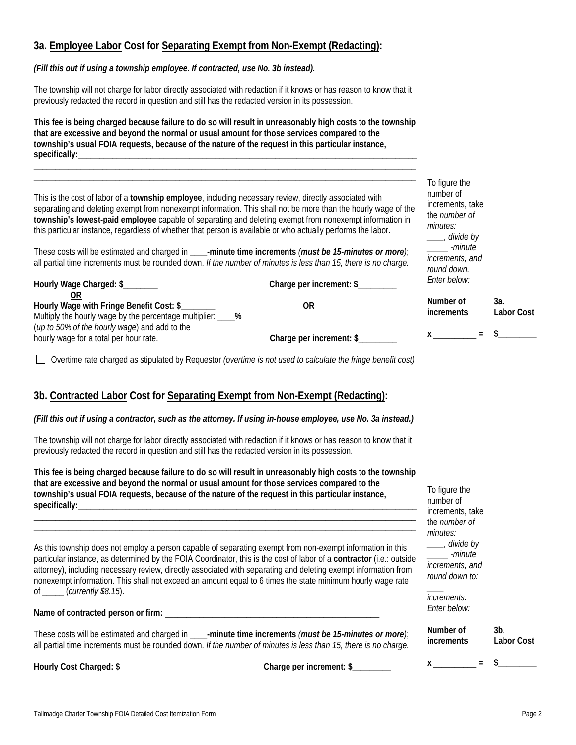## 3a. Employee Labor Cost for Separating Exempt from Non-Exempt (Redacting):

***(Fill this out if using a township employee. If contracted, use No. 3b instead).***

The township will not charge for labor directly associated with redaction if it knows or has reason to know that it previously redacted the record in question and still has the redacted version in its possession.

**This fee is being charged because failure to do so will result in unreasonably high costs to the township that are excessive and beyond the normal or usual amount for those services compared to the township's usual FOIA requests, because of the nature of the request in this particular instance, specifically:**_______________________________________________________________________________
_______________________________________________________________________________
_______________________________________________________________________________

This is the cost of labor of a **township employee**, including necessary review, directly associated with separating and deleting exempt from nonexempt information. This shall not be more than the hourly wage of the **township's lowest-paid employee** capable of separating and deleting exempt from nonexempt information in this particular instance, regardless of whether that person is available or who actually performs the labor.

These costs will be estimated and charged in ____**-minute time increments** *(**must be 15-minutes or more**)*; all partial time increments must be rounded down. *If the number of minutes is less than 15, there is no charge.*

**Hourly Wage Charged: $________** | **Charge per increment: $_________**

**OR**

**Hourly Wage with Fringe Benefit Cost: $________** | **OR**

Multiply the hourly wage by the percentage multiplier: ____**%** (*up to 50% of the hourly wage*) and add to the hourly wage for a total per hour rate. | **Charge per increment: $_________**

☐ Overtime rate charged as stipulated by Requestor *(overtime is not used to calculate the fringe benefit cost)*

To figure the number of increments, take the *number of minutes:* ____, *divide by* _____ *-minute increments, and round down. Enter below:*

| **Number of increments** | **3a. Labor Cost** |
|---|---|
| **x __________ =** | **$_________** |

## 3b. Contracted Labor Cost for Separating Exempt from Non-Exempt (Redacting):

***(Fill this out if using a contractor, such as the attorney. If using in-house employee, use No. 3a instead.)***

The township will not charge for labor directly associated with redaction if it knows or has reason to know that it previously redacted the record in question and still has the redacted version in its possession.

**This fee is being charged because failure to do so will result in unreasonably high costs to the township that are excessive and beyond the normal or usual amount for those services compared to the township's usual FOIA requests, because of the nature of the request in this particular instance, specifically:**_______________________________________________________________________________
_______________________________________________________________________________
_______________________________________________________________________________

As this township does not employ a person capable of separating exempt from non-exempt information in this particular instance, as determined by the FOIA Coordinator, this is the cost of labor of a **contractor** (i.e.: outside attorney), including necessary review, directly associated with separating and deleting exempt information from nonexempt information. This shall not exceed an amount equal to 6 times the state minimum hourly wage rate of _____ (*currently $8.15*).

**Name of contracted person or firm:** ____________________________________________________

These costs will be estimated and charged in ____**-minute time increments** *(**must be 15-minutes or more**)*; all partial time increments must be rounded down. *If the number of minutes is less than 15, there is no charge.*

**Hourly Cost Charged: $________** | **Charge per increment: $_________**

To figure the number of increments, take the *number of minutes:* ____, *divide by* _____ *-minute increments, and round down to:* ____ *increments. Enter below:*

| **Number of increments** | **3b. Labor Cost** |
|---|---|
| **x __________ =** | **$_________** |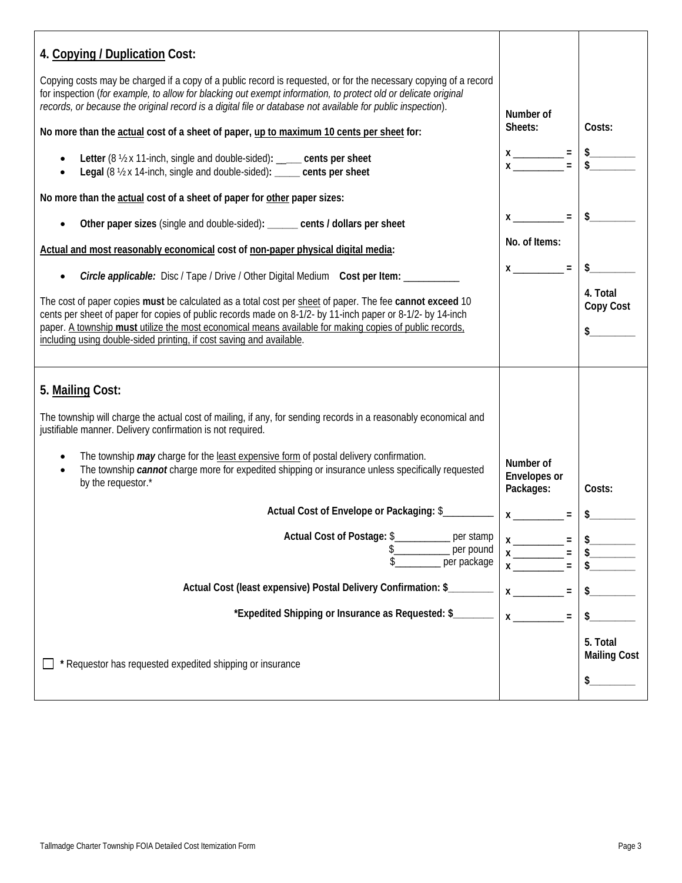## 4. Copying / Duplication Cost:

Copying costs may be charged if a copy of a public record is requested, or for the necessary copying of a record for inspection (*for example, to allow for blacking out exempt information, to protect old or delicate original records, or because the original record is a digital file or database not available for public inspection*).

| | Number of Sheets: | Costs: |
|---|---|---|
| **No more than the actual cost of a sheet of paper, up to maximum 10 cents per sheet for:** | | |
| • **Letter** (8 ½ x 11-inch, single and double-sided)**: \_\_\_\_\_ cents per sheet** | x \_\_\_\_\_\_\_\_\_\_ = | $\_\_\_\_\_\_\_\_\_ |
| • **Legal** (8 ½ x 14-inch, single and double-sided)**: \_\_\_\_\_ cents per sheet** | x \_\_\_\_\_\_\_\_\_\_ = | $\_\_\_\_\_\_\_\_\_ |
| **No more than the actual cost of a sheet of paper for other paper sizes:** | | |
| • **Other paper sizes** (single and double-sided)**: \_\_\_\_\_\_ cents / dollars per sheet** | x \_\_\_\_\_\_\_\_\_\_ = | $\_\_\_\_\_\_\_\_\_ |
| **Actual and most reasonably economical cost of non-paper physical digital media:** | No. of Items: | |
| • ***Circle applicable:*** Disc / Tape / Drive / Other Digital Medium **Cost per Item:** \_\_\_\_\_\_\_\_\_\_\_ | x \_\_\_\_\_\_\_\_\_\_ = | $\_\_\_\_\_\_\_\_\_ |
| The cost of paper copies **must** be calculated as a total cost per sheet of paper. The fee **cannot exceed** 10 cents per sheet of paper for copies of public records made on 8-1/2- by 11-inch paper or 8-1/2- by 14-inch paper. A township **must** utilize the most economical means available for making copies of public records, including using double-sided printing, if cost saving and available. | | **4. Total Copy Cost** $\_\_\_\_\_\_\_\_\_ |

## 5. Mailing Cost:

The township will charge the actual cost of mailing, if any, for sending records in a reasonably economical and justifiable manner. Delivery confirmation is not required.

- The township ***may*** charge for the least expensive form of postal delivery confirmation.
- The township ***cannot*** charge more for expedited shipping or insurance unless specifically requested by the requestor.*

| | Number of Envelopes or Packages: | Costs: |
|---|---|---|
| **Actual Cost of Envelope or Packaging:** $\_\_\_\_\_\_\_\_\_\_ | x \_\_\_\_\_\_\_\_\_\_ = | $\_\_\_\_\_\_\_\_\_ |
| **Actual Cost of Postage:** $\_\_\_\_\_\_\_\_\_\_\_ per stamp | x \_\_\_\_\_\_\_\_\_\_ = | $\_\_\_\_\_\_\_\_\_ |
| $\_\_\_\_\_\_\_\_\_\_\_ per pound | x \_\_\_\_\_\_\_\_\_\_ = | $\_\_\_\_\_\_\_\_\_ |
| $\_\_\_\_\_\_\_\_\_ per package | x \_\_\_\_\_\_\_\_\_\_ = | $\_\_\_\_\_\_\_\_\_ |
| **Actual Cost (least expensive) Postal Delivery Confirmation: $\_\_\_\_\_\_\_\_\_** | x \_\_\_\_\_\_\_\_\_\_ = | $\_\_\_\_\_\_\_\_\_ |
| **\*Expedited Shipping or Insurance as Requested: $\_\_\_\_\_\_\_\_** | x \_\_\_\_\_\_\_\_\_\_ = | $\_\_\_\_\_\_\_\_\_ |
| ☐ **\*** Requestor has requested expedited shipping or insurance | | **5. Total Mailing Cost** $\_\_\_\_\_\_\_\_\_ |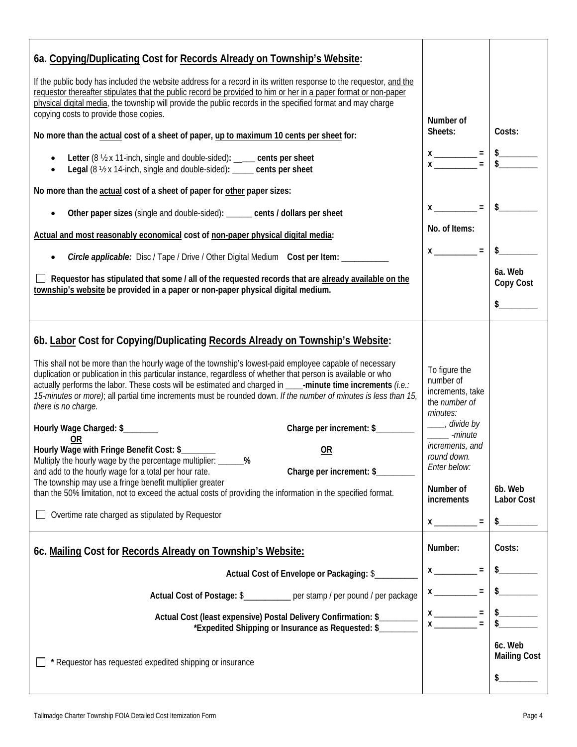## 6a. Copying/Duplicating Cost for Records Already on Township's Website:

If the public body has included the website address for a record in its written response to the requestor, and the requestor thereafter stipulates that the public record be provided to him or her in a paper format or non-paper physical digital media, the township will provide the public records in the specified format and may charge copying costs to provide those copies.

| | Number of Sheets: | Costs: |
|---|---|---|
| **No more than the actual cost of a sheet of paper, up to maximum 10 cents per sheet for:** | | |
| • **Letter** (8 ½ x 11-inch, single and double-sided): ____ **cents per sheet** | x __________ = | $_________ |
| • **Legal** (8 ½ x 14-inch, single and double-sided): _____ **cents per sheet** | x __________ = | $_________ |
| **No more than the actual cost of a sheet of paper for other paper sizes:** | | |
| • **Other paper sizes** (single and double-sided): ______ **cents / dollars per sheet** | x __________ = | $_________ |
| **Actual and most reasonably economical cost of non-paper physical digital media:** | No. of Items: | |
| • ***Circle applicable:*** Disc / Tape / Drive / Other Digital Medium **Cost per Item:** ___________ | x __________ = | $_________ |
| ☐ **Requestor has stipulated that some / all of the requested records that are already available on the township's website be provided in a paper or non-paper physical digital medium.** | | **6a. Web Copy Cost** $_________ |

## 6b. Labor Cost for Copying/Duplicating Records Already on Township's Website:

This shall not be more than the hourly wage of the township's lowest-paid employee capable of necessary duplication or publication in this particular instance, regardless of whether that person is available or who actually performs the labor. These costs will be estimated and charged in ____**-minute time increments** *(i.e.: 15-minutes or more)*; all partial time increments must be rounded down. *If the number of minutes is less than 15, there is no charge.*

**Hourly Wage Charged: $**________ **Charge per increment: $**_________

**OR**

**Hourly Wage with Fringe Benefit Cost: $**________ **OR**

Multiply the hourly wage by the percentage multiplier: ______**%** and add to the hourly wage for a total per hour rate. **Charge per increment: $**_________

The township may use a fringe benefit multiplier greater than the 50% limitation, not to exceed the actual costs of providing the information in the specified format.

☐ Overtime rate charged as stipulated by Requestor

To figure the number of increments, take the *number of minutes:* ____*, divide by* _____ *-minute increments, and round down. Enter below:*

| Number of increments | 6b. Web Labor Cost |
|---|---|
| x __________ = | $_________ |

## 6c. Mailing Cost for Records Already on Township's Website:

| | Number: | Costs: |
|---|---|---|
| **Actual Cost of Envelope or Packaging:** $__________ | x __________ = | $_________ |
| **Actual Cost of Postage:** $___________ per stamp / per pound / per package | x __________ = | $_________ |
| **Actual Cost (least expensive) Postal Delivery Confirmation: $**_________ | x __________ = | $_________ |
| ***Expedited Shipping or Insurance as Requested: $**_________ | x __________ = | $_________ |
| ☐ * Requestor has requested expedited shipping or insurance | | **6c. Web Mailing Cost** $_________ |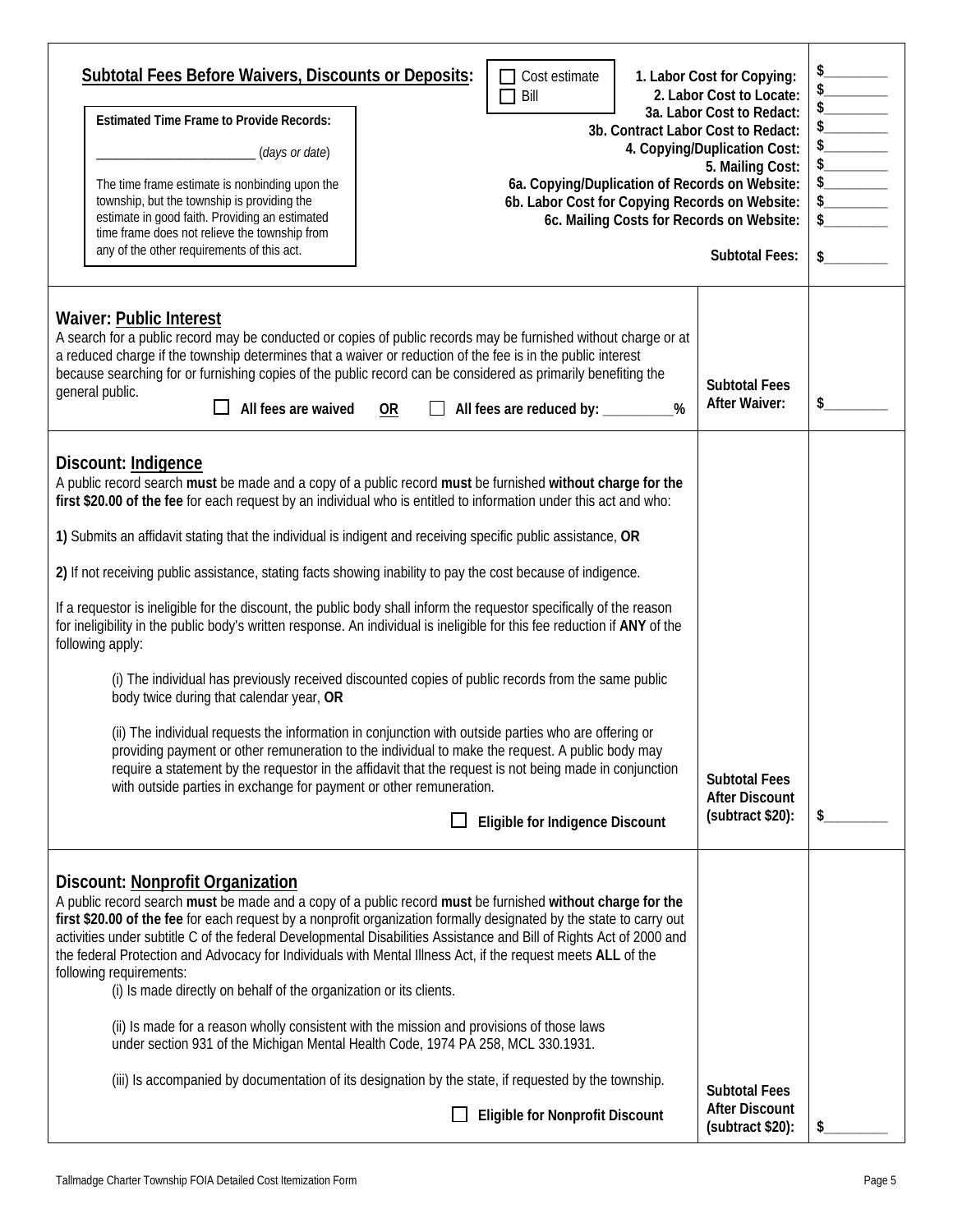**Subtotal Fees Before Waivers, Discounts or Deposits:**

☐ Cost estimate
☐ Bill

**Estimated Time Frame to Provide Records:**

________________________ (*days or date*)

The time frame estimate is nonbinding upon the township, but the township is providing the estimate in good faith. Providing an estimated time frame does not relieve the township from any of the other requirements of this act.

| | |
|---|---|
| **1. Labor Cost for Copying:** | $_________ |
| **2. Labor Cost to Locate:** | $_________ |
| **3a. Labor Cost to Redact:** | $_________ |
| **3b. Contract Labor Cost to Redact:** | $_________ |
| **4. Copying/Duplication Cost:** | $_________ |
| **5. Mailing Cost:** | $_________ |
| **6a. Copying/Duplication of Records on Website:** | $_________ |
| **6b. Labor Cost for Copying Records on Website:** | $_________ |
| **6c. Mailing Costs for Records on Website:** | $_________ |
| **Subtotal Fees:** | $_________ |

## Waiver: Public Interest

A search for a public record may be conducted or copies of public records may be furnished without charge or at a reduced charge if the township determines that a waiver or reduction of the fee is in the public interest because searching for or furnishing copies of the public record can be considered as primarily benefiting the general public.

☐ **All fees are waived** **OR** ☐ **All fees are reduced by: __________%**

**Subtotal Fees After Waiver:** $_________

## Discount: Indigence

A public record search **must** be made and a copy of a public record **must** be furnished **without charge for the first $20.00 of the fee** for each request by an individual who is entitled to information under this act and who:

**1)** Submits an affidavit stating that the individual is indigent and receiving specific public assistance, **OR**

**2)** If not receiving public assistance, stating facts showing inability to pay the cost because of indigence.

If a requestor is ineligible for the discount, the public body shall inform the requestor specifically of the reason for ineligibility in the public body's written response. An individual is ineligible for this fee reduction if **ANY** of the following apply:

(i) The individual has previously received discounted copies of public records from the same public body twice during that calendar year, **OR**

(ii) The individual requests the information in conjunction with outside parties who are offering or providing payment or other remuneration to the individual to make the request. A public body may require a statement by the requestor in the affidavit that the request is not being made in conjunction with outside parties in exchange for payment or other remuneration.

☐ **Eligible for Indigence Discount**

**Subtotal Fees After Discount (subtract $20):** $_________

## Discount: Nonprofit Organization

A public record search **must** be made and a copy of a public record **must** be furnished **without charge for the first $20.00 of the fee** for each request by a nonprofit organization formally designated by the state to carry out activities under subtitle C of the federal Developmental Disabilities Assistance and Bill of Rights Act of 2000 and the federal Protection and Advocacy for Individuals with Mental Illness Act, if the request meets **ALL** of the following requirements:

(i) Is made directly on behalf of the organization or its clients.

(ii) Is made for a reason wholly consistent with the mission and provisions of those laws under section 931 of the Michigan Mental Health Code, 1974 PA 258, MCL 330.1931.

(iii) Is accompanied by documentation of its designation by the state, if requested by the township.

☐ **Eligible for Nonprofit Discount**

**Subtotal Fees After Discount (subtract $20):** $_________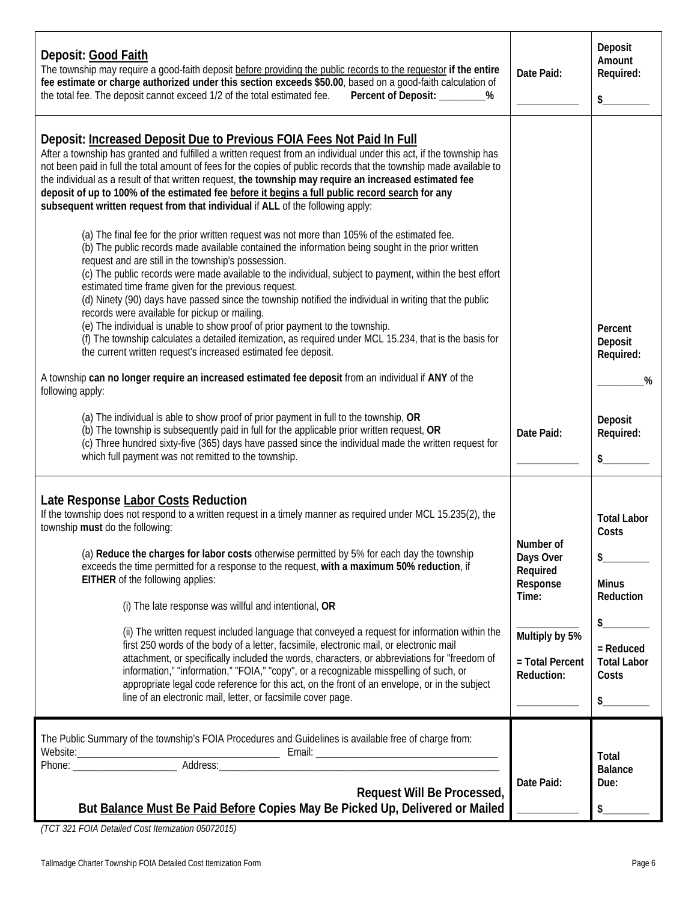| | | |
|---|---|---|
| **Deposit: <u>Good Faith</u>**<br>The township may require a good-faith deposit <u>before providing the public records to the requestor</u> **if the entire fee estimate or charge authorized under this section exceeds $50.00**, based on a good-faith calculation of the total fee. The deposit cannot exceed 1/2 of the total estimated fee. **Percent of Deposit: _________%** | **Date Paid:**<br>____________ | **Deposit Amount Required:**<br>**$_________** |
| **Deposit: <u>Increased Deposit Due to Previous FOIA Fees Not Paid In Full</u>**<br>After a township has granted and fulfilled a written request from an individual under this act, if the township has not been paid in full the total amount of fees for the copies of public records that the township made available to the individual as a result of that written request, **the township may require an increased estimated fee deposit of up to 100% of the estimated fee <u>before it begins a full public record search</u> for any subsequent written request from that individual** if **ALL** of the following apply:<br><br>(a) The final fee for the prior written request was not more than 105% of the estimated fee.<br>(b) The public records made available contained the information being sought in the prior written request and are still in the township's possession.<br>(c) The public records were made available to the individual, subject to payment, within the best effort estimated time frame given for the previous request.<br>(d) Ninety (90) days have passed since the township notified the individual in writing that the public records were available for pickup or mailing.<br>(e) The individual is unable to show proof of prior payment to the township.<br>(f) The township calculates a detailed itemization, as required under MCL 15.234, that is the basis for the current written request's increased estimated fee deposit.<br><br>A township **can no longer require an increased estimated fee deposit** from an individual if **ANY** of the following apply:<br><br>(a) The individual is able to show proof of prior payment in full to the township, **OR**<br>(b) The township is subsequently paid in full for the applicable prior written request, **OR**<br>(c) Three hundred sixty-five (365) days have passed since the individual made the written request for which full payment was not remitted to the township. | **Date Paid:**<br>____________ | **Percent Deposit Required:**<br>_________%<br><br>**Deposit Required:**<br>**$_________** |
| **Late Response <u>Labor Costs</u> Reduction**<br>If the township does not respond to a written request in a timely manner as required under MCL 15.235(2), the township **must** do the following:<br><br>(a) **Reduce the charges for labor costs** otherwise permitted by 5% for each day the township exceeds the time permitted for a response to the request, **with a maximum 50% reduction**, if **EITHER** of the following applies:<br><br>(i) The late response was willful and intentional, **OR**<br><br>(ii) The written request included language that conveyed a request for information within the first 250 words of the body of a letter, facsimile, electronic mail, or electronic mail attachment, or specifically included the words, characters, or abbreviations for "freedom of information," "information," "FOIA," "copy", or a recognizable misspelling of such, or appropriate legal code reference for this act, on the front of an envelope, or in the subject line of an electronic mail, letter, or facsimile cover page. | **Number of Days Over Required Response Time:**<br>____________<br>**Multiply by 5%**<br>**= Total Percent Reduction:**<br>____________ | **Total Labor Costs**<br>**$_________**<br>**Minus Reduction**<br>**$_________**<br>**= Reduced Total Labor Costs**<br>**$_________** |
| The Public Summary of the township's FOIA Procedures and Guidelines is available free of charge from:<br>Website:________________________________________ Email: ____________________________________<br>Phone: ____________________ Address:__________________________________________________________<br><br>**Request Will Be Processed,**<br>**But <u>Balance Must Be Paid Before</u> Copies May Be Picked Up, Delivered or Mailed** | **Date Paid:**<br>____________ | **Total Balance Due:**<br>**$_________** |

*(TCT 321 FOIA Detailed Cost Itemization 05072015)*